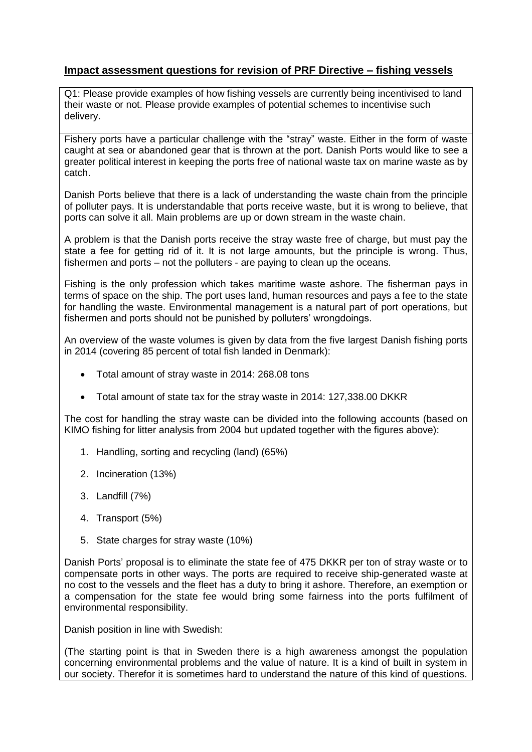**Impact assessment questions for revision of PRF Directive – fishing vessels**

Q1: Please provide examples of how fishing vessels are currently being incentivised to land their waste or not. Please provide examples of potential schemes to incentivise such delivery.

Fishery ports have a particular challenge with the "stray" waste. Either in the form of waste caught at sea or abandoned gear that is thrown at the port. Danish Ports would like to see a greater political interest in keeping the ports free of national waste tax on marine waste as by catch.

Danish Ports believe that there is a lack of understanding the waste chain from the principle of polluter pays. It is understandable that ports receive waste, but it is wrong to believe, that ports can solve it all. Main problems are up or down stream in the waste chain.

A problem is that the Danish ports receive the stray waste free of charge, but must pay the state a fee for getting rid of it. It is not large amounts, but the principle is wrong. Thus, fishermen and ports – not the polluters - are paying to clean up the oceans.

Fishing is the only profession which takes maritime waste ashore. The fisherman pays in terms of space on the ship. The port uses land, human resources and pays a fee to the state for handling the waste. Environmental management is a natural part of port operations, but fishermen and ports should not be punished by polluters' wrongdoings.

An overview of the waste volumes is given by data from the five largest Danish fishing ports in 2014 (covering 85 percent of total fish landed in Denmark):

- Total amount of stray waste in 2014: 268.08 tons
- Total amount of state tax for the stray waste in 2014: 127,338.00 DKKR

The cost for handling the stray waste can be divided into the following accounts (based on KIMO fishing for litter analysis from 2004 but updated together with the figures above):

1. Handling, sorting and recycling (land) (65%)
2. Incineration (13%)
3. Landfill (7%)
4. Transport (5%)
5. State charges for stray waste (10%)

Danish Ports' proposal is to eliminate the state fee of 475 DKKR per ton of stray waste or to compensate ports in other ways. The ports are required to receive ship-generated waste at no cost to the vessels and the fleet has a duty to bring it ashore. Therefore, an exemption or a compensation for the state fee would bring some fairness into the ports fulfilment of environmental responsibility.

Danish position in line with Swedish:

(The starting point is that in Sweden there is a high awareness amongst the population concerning environmental problems and the value of nature. It is a kind of built in system in our society. Therefor it is sometimes hard to understand the nature of this kind of questions.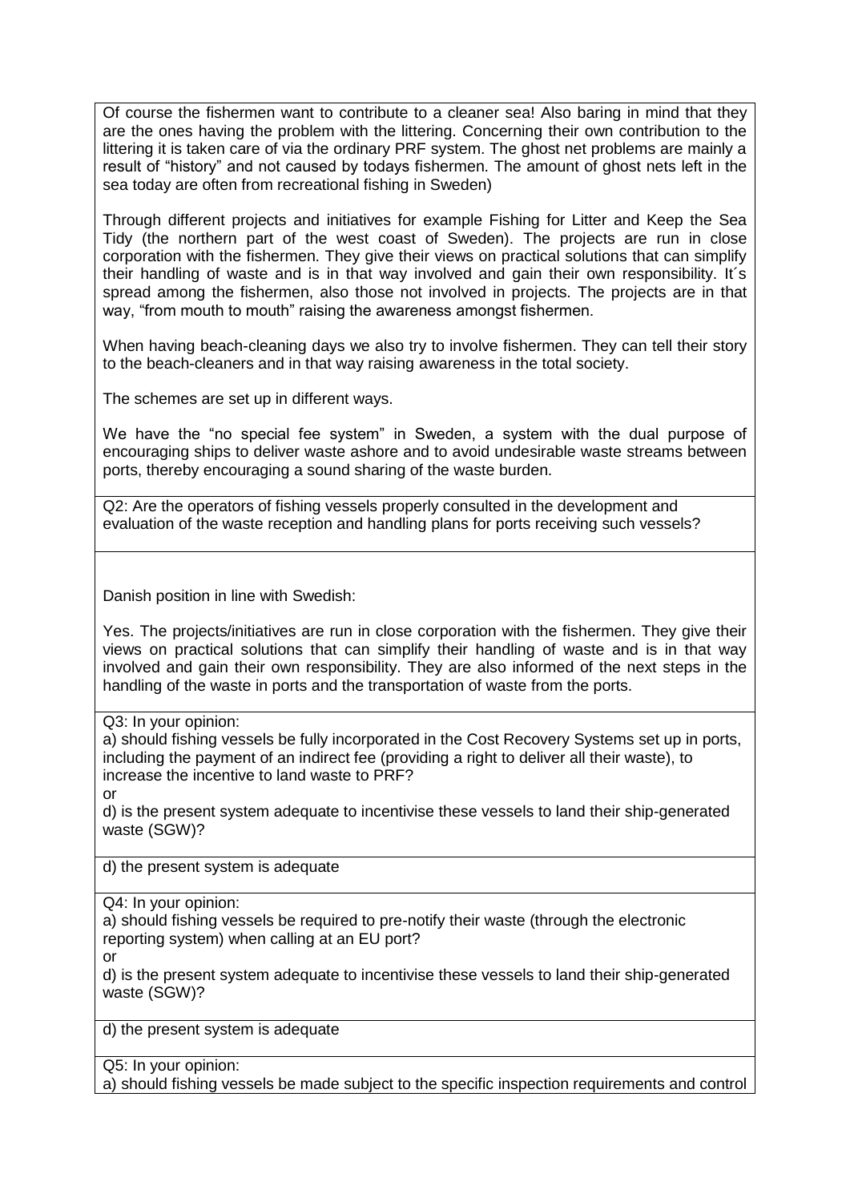Of course the fishermen want to contribute to a cleaner sea! Also baring in mind that they are the ones having the problem with the littering. Concerning their own contribution to the littering it is taken care of via the ordinary PRF system. The ghost net problems are mainly a result of "history" and not caused by todays fishermen. The amount of ghost nets left in the sea today are often from recreational fishing in Sweden)

Through different projects and initiatives for example Fishing for Litter and Keep the Sea Tidy (the northern part of the west coast of Sweden). The projects are run in close corporation with the fishermen. They give their views on practical solutions that can simplify their handling of waste and is in that way involved and gain their own responsibility. It´s spread among the fishermen, also those not involved in projects. The projects are in that way, "from mouth to mouth" raising the awareness amongst fishermen.

When having beach-cleaning days we also try to involve fishermen. They can tell their story to the beach-cleaners and in that way raising awareness in the total society.

The schemes are set up in different ways.

We have the "no special fee system" in Sweden, a system with the dual purpose of encouraging ships to deliver waste ashore and to avoid undesirable waste streams between ports, thereby encouraging a sound sharing of the waste burden.

Q2: Are the operators of fishing vessels properly consulted in the development and evaluation of the waste reception and handling plans for ports receiving such vessels?

Danish position in line with Swedish:

Yes. The projects/initiatives are run in close corporation with the fishermen. They give their views on practical solutions that can simplify their handling of waste and is in that way involved and gain their own responsibility. They are also informed of the next steps in the handling of the waste in ports and the transportation of waste from the ports.

Q3: In your opinion:
a) should fishing vessels be fully incorporated in the Cost Recovery Systems set up in ports, including the payment of an indirect fee (providing a right to deliver all their waste), to increase the incentive to land waste to PRF?
or
d) is the present system adequate to incentivise these vessels to land their ship-generated waste (SGW)?

d) the present system is adequate

Q4: In your opinion:
a) should fishing vessels be required to pre-notify their waste (through the electronic reporting system) when calling at an EU port?
or
d) is the present system adequate to incentivise these vessels to land their ship-generated waste (SGW)?

d) the present system is adequate

Q5: In your opinion:
a) should fishing vessels be made subject to the specific inspection requirements and control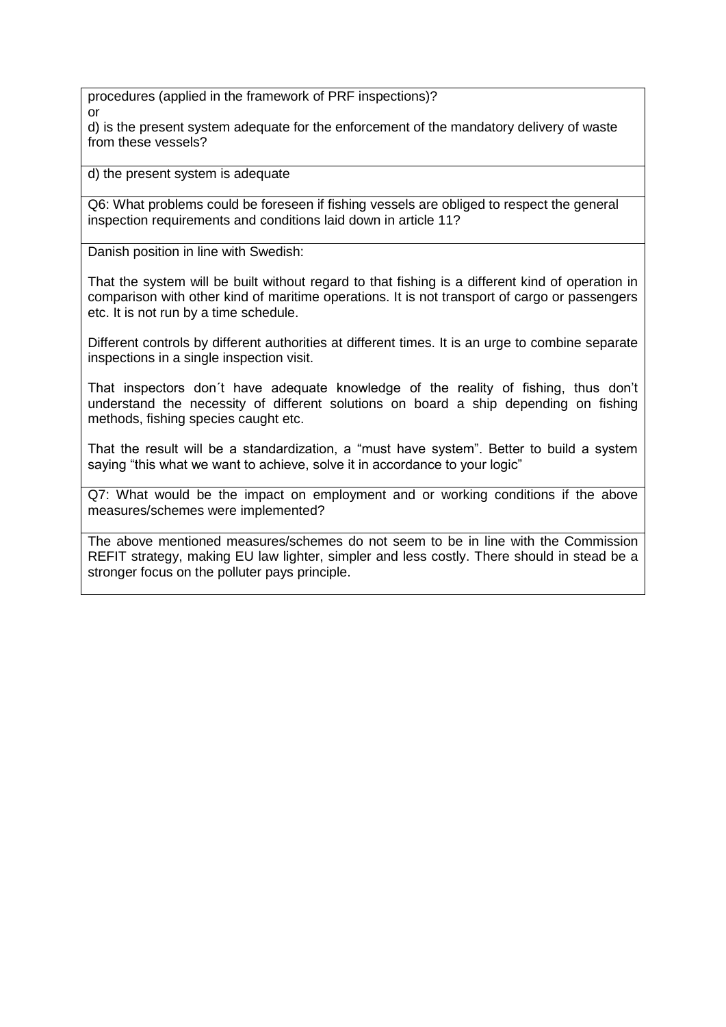procedures (applied in the framework of PRF inspections)?
or
d) is the present system adequate for the enforcement of the mandatory delivery of waste from these vessels?

d) the present system is adequate

Q6: What problems could be foreseen if fishing vessels are obliged to respect the general inspection requirements and conditions laid down in article 11?

Danish position in line with Swedish:

That the system will be built without regard to that fishing is a different kind of operation in comparison with other kind of maritime operations. It is not transport of cargo or passengers etc. It is not run by a time schedule.

Different controls by different authorities at different times. It is an urge to combine separate inspections in a single inspection visit.

That inspectors don´t have adequate knowledge of the reality of fishing, thus don't understand the necessity of different solutions on board a ship depending on fishing methods, fishing species caught etc.

That the result will be a standardization, a "must have system". Better to build a system saying "this what we want to achieve, solve it in accordance to your logic"

Q7: What would be the impact on employment and or working conditions if the above measures/schemes were implemented?

The above mentioned measures/schemes do not seem to be in line with the Commission REFIT strategy, making EU law lighter, simpler and less costly. There should in stead be a stronger focus on the polluter pays principle.